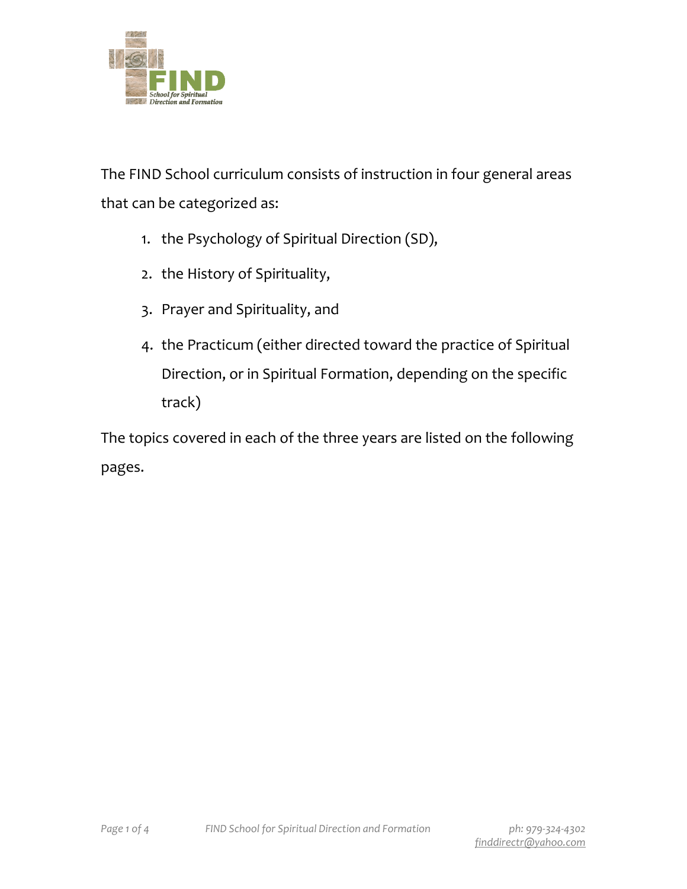The FIND School curriculum consists of instruction in four general areas that can be categorized as:

1. the Psychology of Spiritual Direction (SD),
2. the History of Spirituality,
3. Prayer and Spirituality, and
4. the Practicum (either directed toward the practice of Spiritual Direction, or in Spiritual Formation, depending on the specific track)

The topics covered in each of the three years are listed on the following pages.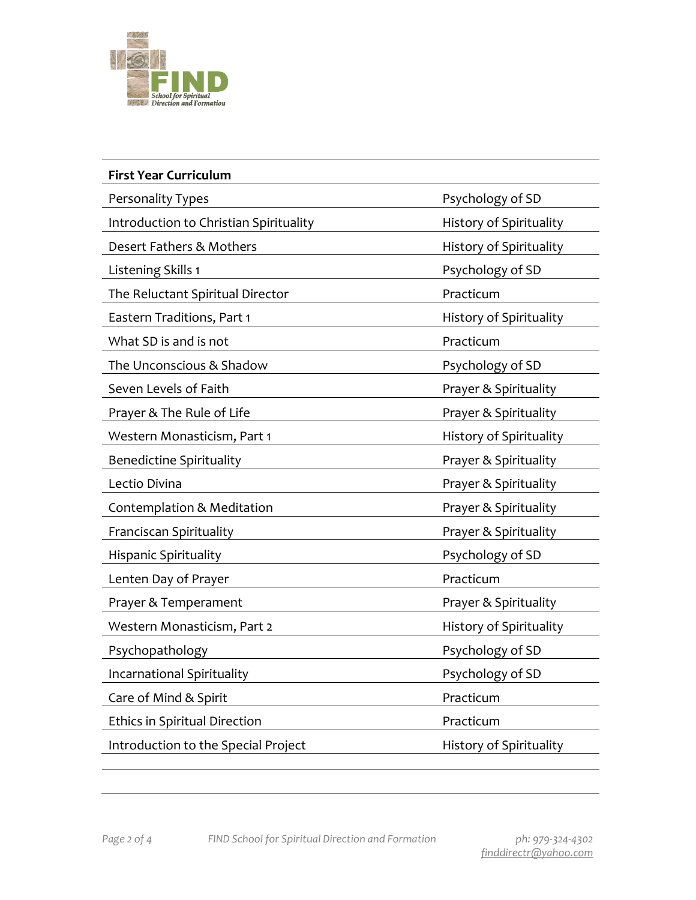| First Year Curriculum | |
|---|---|
| Personality Types | Psychology of SD |
| Introduction to Christian Spirituality | History of Spirituality |
| Desert Fathers & Mothers | History of Spirituality |
| Listening Skills 1 | Psychology of SD |
| The Reluctant Spiritual Director | Practicum |
| Eastern Traditions, Part 1 | History of Spirituality |
| What SD is and is not | Practicum |
| The Unconscious & Shadow | Psychology of SD |
| Seven Levels of Faith | Prayer & Spirituality |
| Prayer & The Rule of Life | Prayer & Spirituality |
| Western Monasticism, Part 1 | History of Spirituality |
| Benedictine Spirituality | Prayer & Spirituality |
| Lectio Divina | Prayer & Spirituality |
| Contemplation & Meditation | Prayer & Spirituality |
| Franciscan Spirituality | Prayer & Spirituality |
| Hispanic Spirituality | Psychology of SD |
| Lenten Day of Prayer | Practicum |
| Prayer & Temperament | Prayer & Spirituality |
| Western Monasticism, Part 2 | History of Spirituality |
| Psychopathology | Psychology of SD |
| Incarnational Spirituality | Psychology of SD |
| Care of Mind & Spirit | Practicum |
| Ethics in Spiritual Direction | Practicum |
| Introduction to the Special Project | History of Spirituality |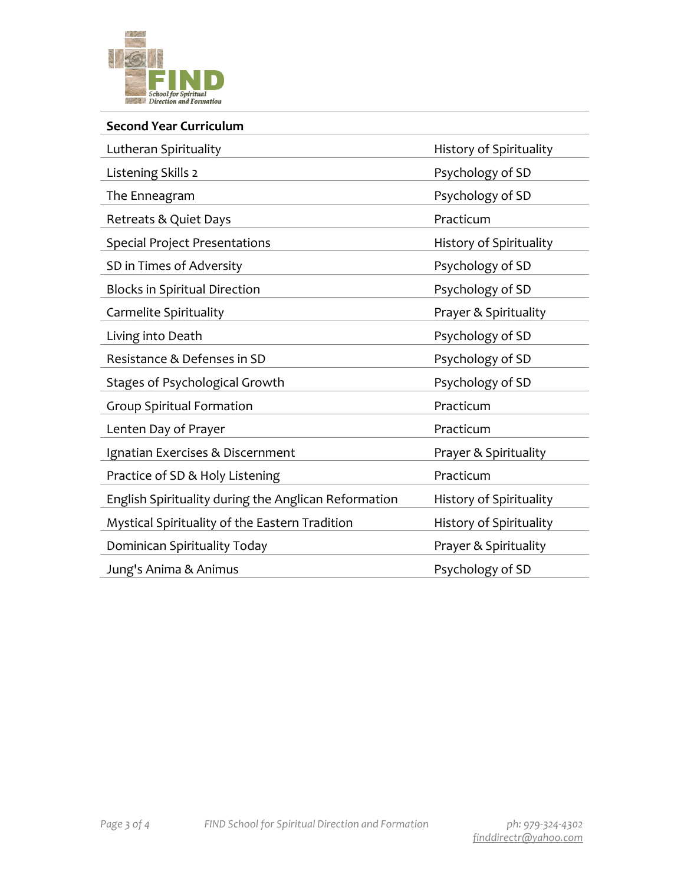## Second Year Curriculum

| Course | Category |
|---|---|
| Lutheran Spirituality | History of Spirituality |
| Listening Skills 2 | Psychology of SD |
| The Enneagram | Psychology of SD |
| Retreats & Quiet Days | Practicum |
| Special Project Presentations | History of Spirituality |
| SD in Times of Adversity | Psychology of SD |
| Blocks in Spiritual Direction | Psychology of SD |
| Carmelite Spirituality | Prayer & Spirituality |
| Living into Death | Psychology of SD |
| Resistance & Defenses in SD | Psychology of SD |
| Stages of Psychological Growth | Psychology of SD |
| Group Spiritual Formation | Practicum |
| Lenten Day of Prayer | Practicum |
| Ignatian Exercises & Discernment | Prayer & Spirituality |
| Practice of SD & Holy Listening | Practicum |
| English Spirituality during the Anglican Reformation | History of Spirituality |
| Mystical Spirituality of the Eastern Tradition | History of Spirituality |
| Dominican Spirituality Today | Prayer & Spirituality |
| Jung's Anima & Animus | Psychology of SD |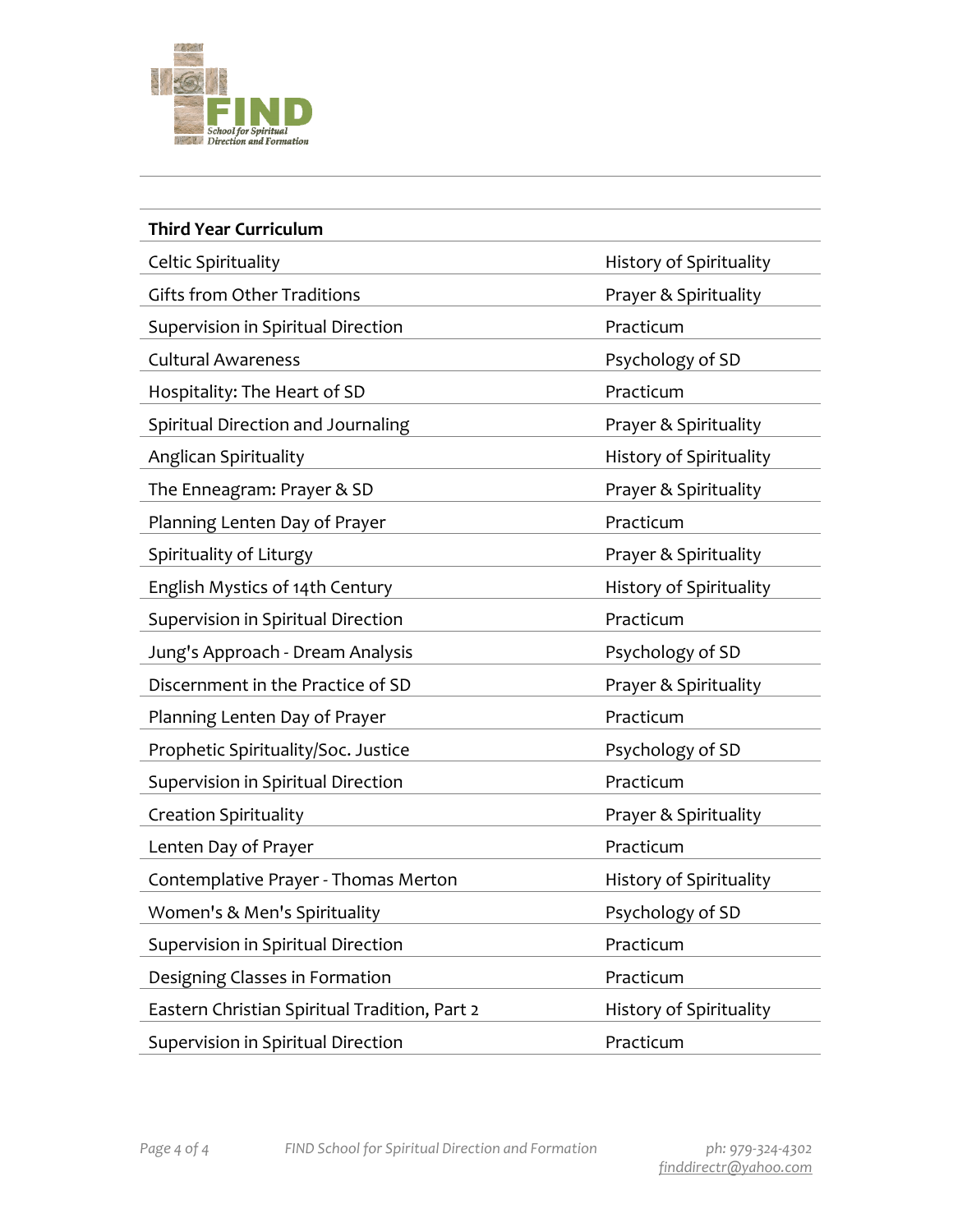| Third Year Curriculum | |
|---|---|
| Celtic Spirituality | History of Spirituality |
| Gifts from Other Traditions | Prayer & Spirituality |
| Supervision in Spiritual Direction | Practicum |
| Cultural Awareness | Psychology of SD |
| Hospitality: The Heart of SD | Practicum |
| Spiritual Direction and Journaling | Prayer & Spirituality |
| Anglican Spirituality | History of Spirituality |
| The Enneagram: Prayer & SD | Prayer & Spirituality |
| Planning Lenten Day of Prayer | Practicum |
| Spirituality of Liturgy | Prayer & Spirituality |
| English Mystics of 14th Century | History of Spirituality |
| Supervision in Spiritual Direction | Practicum |
| Jung's Approach - Dream Analysis | Psychology of SD |
| Discernment in the Practice of SD | Prayer & Spirituality |
| Planning Lenten Day of Prayer | Practicum |
| Prophetic Spirituality/Soc. Justice | Psychology of SD |
| Supervision in Spiritual Direction | Practicum |
| Creation Spirituality | Prayer & Spirituality |
| Lenten Day of Prayer | Practicum |
| Contemplative Prayer - Thomas Merton | History of Spirituality |
| Women's & Men's Spirituality | Psychology of SD |
| Supervision in Spiritual Direction | Practicum |
| Designing Classes in Formation | Practicum |
| Eastern Christian Spiritual Tradition, Part 2 | History of Spirituality |
| Supervision in Spiritual Direction | Practicum |